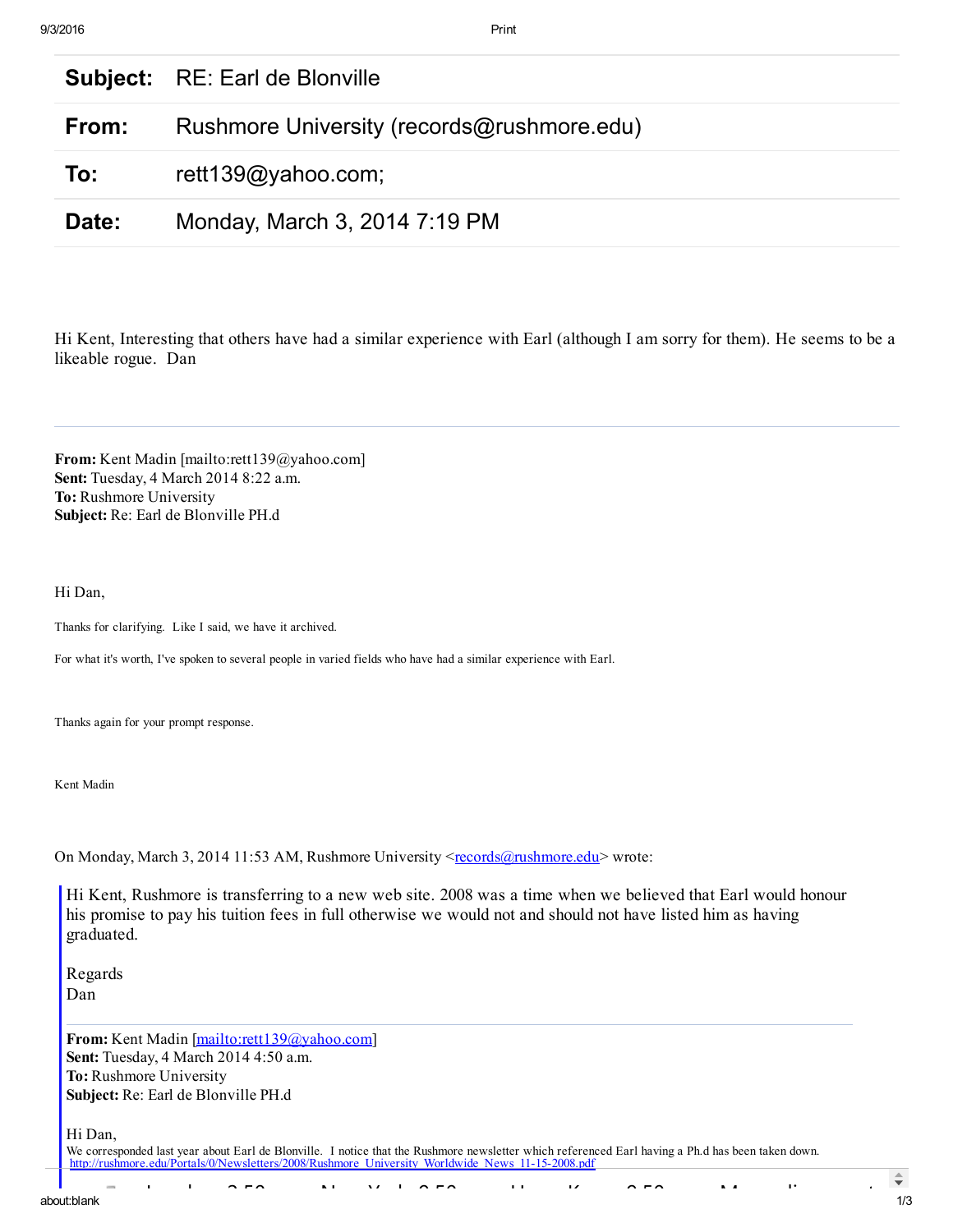| | |
|---|---|
| **Subject:** | RE: Earl de Blonville |
| **From:** | Rushmore University (records@rushmore.edu) |
| **To:** | rett139@yahoo.com; |
| **Date:** | Monday, March 3, 2014 7:19 PM |

Hi Kent, Interesting that others have had a similar experience with Earl (although I am sorry for them). He seems to be a likeable rogue. Dan

---

**From:** Kent Madin [mailto:rett139@yahoo.com]
**Sent:** Tuesday, 4 March 2014 8:22 a.m.
**To:** Rushmore University
**Subject:** Re: Earl de Blonville PH.d

Hi Dan,

Thanks for clarifying. Like I said, we have it archived.

For what it's worth, I've spoken to several people in varied fields who have had a similar experience with Earl.

Thanks again for your prompt response.

Kent Madin

On Monday, March 3, 2014 11:53 AM, Rushmore University <records@rushmore.edu> wrote:

> Hi Kent, Rushmore is transferring to a new web site. 2008 was a time when we believed that Earl would honour his promise to pay his tuition fees in full otherwise we would not and should not have listed him as having graduated.
>
> Regards
> Dan
>
> ---
>
> **From:** Kent Madin [mailto:rett139@yahoo.com]
> **Sent:** Tuesday, 4 March 2014 4:50 a.m.
> **To:** Rushmore University
> **Subject:** Re: Earl de Blonville PH.d
>
> Hi Dan,
> We corresponded last year about Earl de Blonville. I notice that the Rushmore newsletter which referenced Earl having a Ph.d has been taken down.
> http://rushmore.edu/Portals/0/Newsletters/2008/Rushmore_University_Worldwide_News_11-15-2008.pdf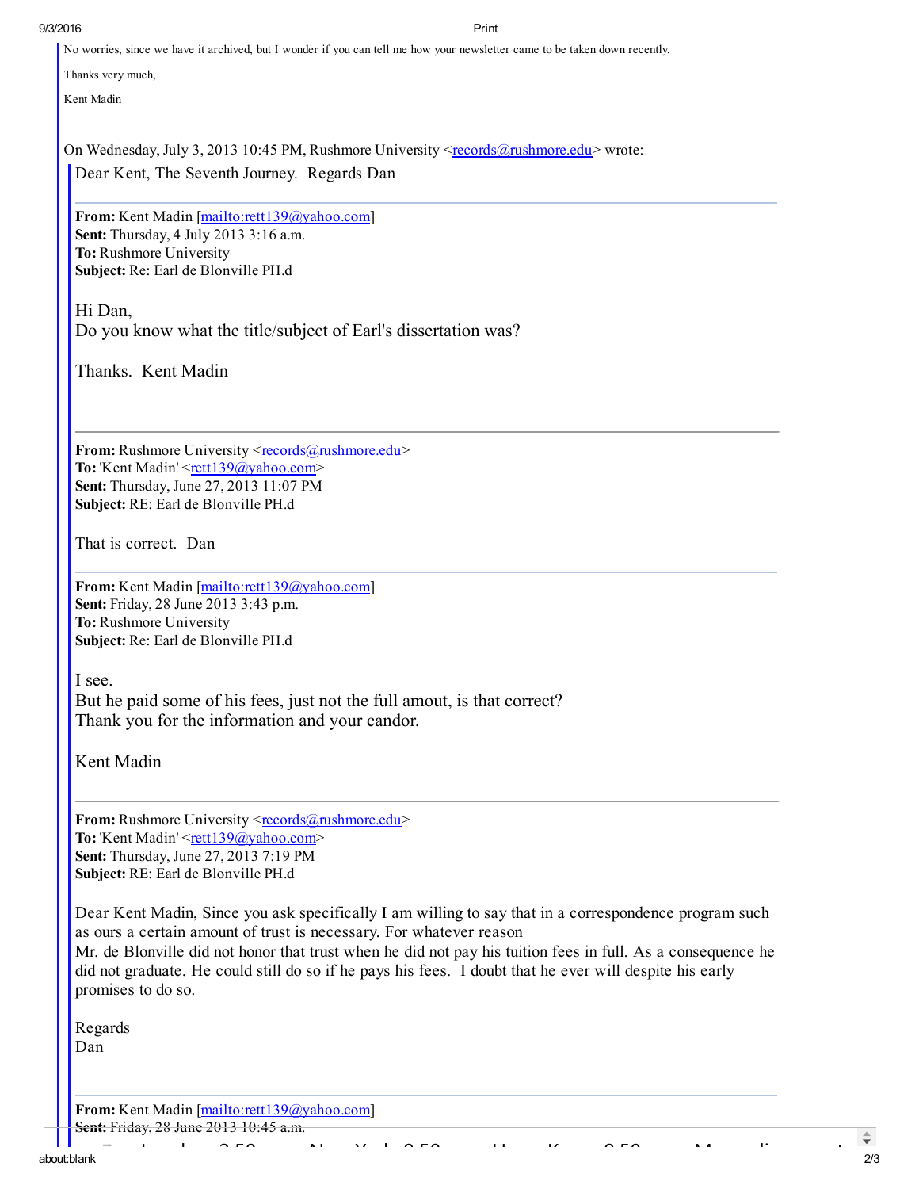No worries, since we have it archived, but I wonder if you can tell me how your newsletter came to be taken down recently.

Thanks very much,

Kent Madin

On Wednesday, July 3, 2013 10:45 PM, Rushmore University <records@rushmore.edu> wrote:

Dear Kent, The Seventh Journey. Regards Dan

---

**From:** Kent Madin [mailto:rett139@yahoo.com]
**Sent:** Thursday, 4 July 2013 3:16 a.m.
**To:** Rushmore University
**Subject:** Re: Earl de Blonville PH.d

Hi Dan,
Do you know what the title/subject of Earl's dissertation was?

Thanks. Kent Madin

---

**From:** Rushmore University <records@rushmore.edu>
**To:** 'Kent Madin' <rett139@yahoo.com>
**Sent:** Thursday, June 27, 2013 11:07 PM
**Subject:** RE: Earl de Blonville PH.d

That is correct. Dan

---

**From:** Kent Madin [mailto:rett139@yahoo.com]
**Sent:** Friday, 28 June 2013 3:43 p.m.
**To:** Rushmore University
**Subject:** Re: Earl de Blonville PH.d

I see.
But he paid some of his fees, just not the full amout, is that correct?
Thank you for the information and your candor.

Kent Madin

---

**From:** Rushmore University <records@rushmore.edu>
**To:** 'Kent Madin' <rett139@yahoo.com>
**Sent:** Thursday, June 27, 2013 7:19 PM
**Subject:** RE: Earl de Blonville PH.d

Dear Kent Madin, Since you ask specifically I am willing to say that in a correspondence program such as ours a certain amount of trust is necessary. For whatever reason
Mr. de Blonville did not honor that trust when he did not pay his tuition fees in full. As a consequence he did not graduate. He could still do so if he pays his fees. I doubt that he ever will despite his early promises to do so.

Regards
Dan

---

**From:** Kent Madin [mailto:rett139@yahoo.com]
**Sent:** Friday, 28 June 2013 10:45 a.m.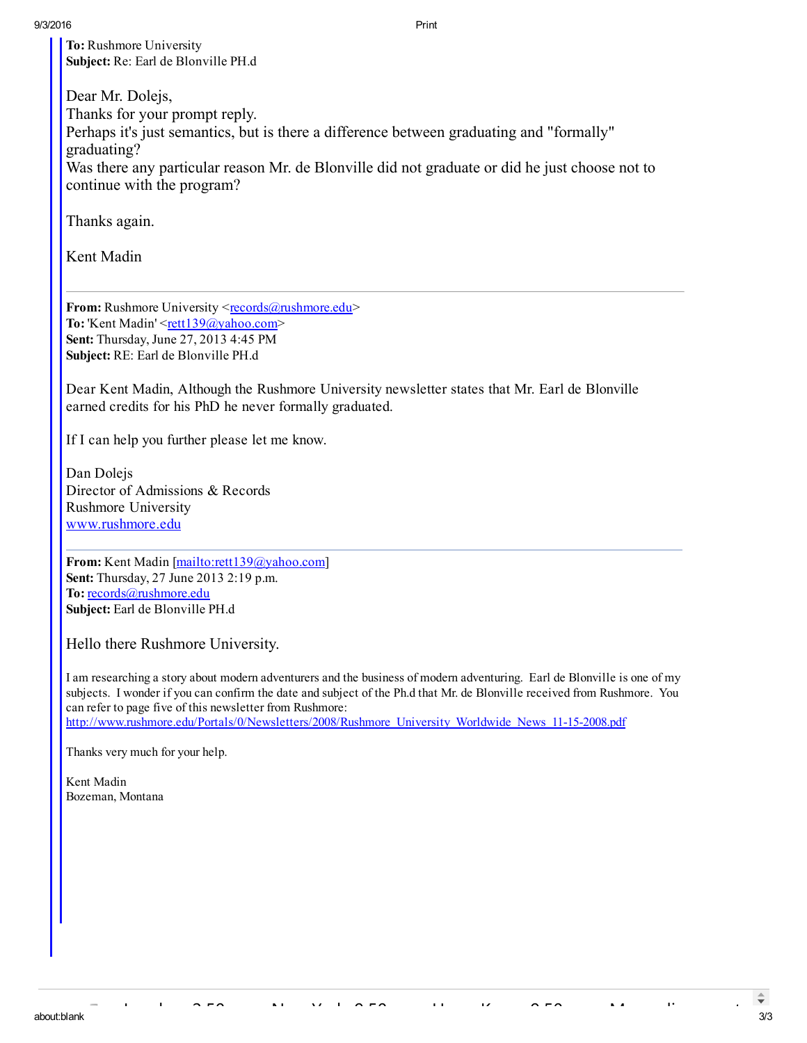**To:** Rushmore University
**Subject:** Re: Earl de Blonville PH.d

Dear Mr. Dolejs,
Thanks for your prompt reply.
Perhaps it's just semantics, but is there a difference between graduating and "formally" graduating?
Was there any particular reason Mr. de Blonville did not graduate or did he just choose not to continue with the program?

Thanks again.

Kent Madin

---

**From:** Rushmore University <records@rushmore.edu>
**To:** 'Kent Madin' <rett139@yahoo.com>
**Sent:** Thursday, June 27, 2013 4:45 PM
**Subject:** RE: Earl de Blonville PH.d

Dear Kent Madin, Although the Rushmore University newsletter states that Mr. Earl de Blonville earned credits for his PhD he never formally graduated.

If I can help you further please let me know.

Dan Dolejs
Director of Admissions & Records
Rushmore University
www.rushmore.edu

---

**From:** Kent Madin [mailto:rett139@yahoo.com]
**Sent:** Thursday, 27 June 2013 2:19 p.m.
**To:** records@rushmore.edu
**Subject:** Earl de Blonville PH.d

Hello there Rushmore University.

I am researching a story about modern adventurers and the business of modern adventuring. Earl de Blonville is one of my subjects. I wonder if you can confirm the date and subject of the Ph.d that Mr. de Blonville received from Rushmore. You can refer to page five of this newsletter from Rushmore:
http://www.rushmore.edu/Portals/0/Newsletters/2008/Rushmore_University_Worldwide_News_11-15-2008.pdf

Thanks very much for your help.

Kent Madin
Bozeman, Montana